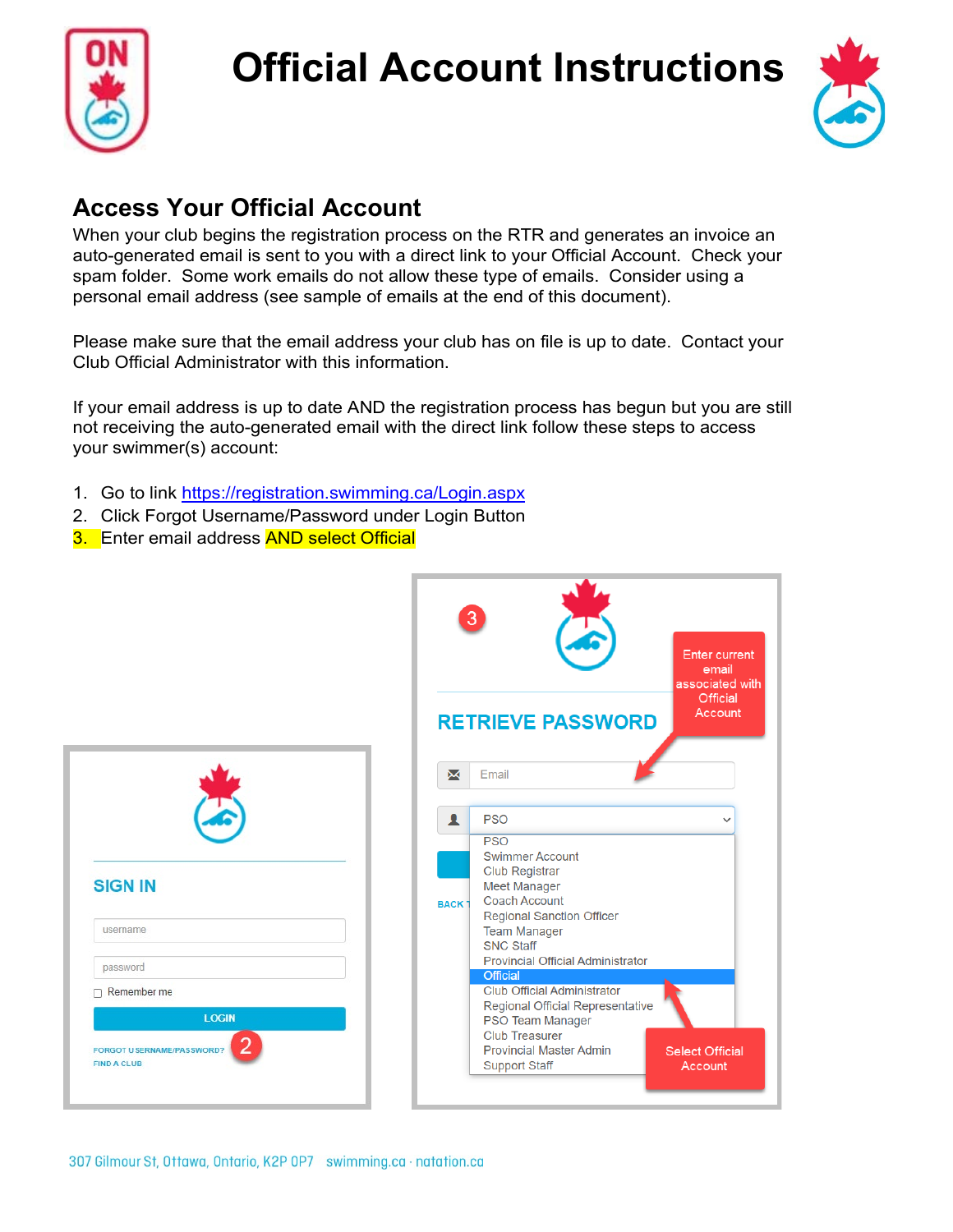# Official Account Instructions

## Access Your Official Account

When your club begins the registration process on the RTR and generates an invoice an auto-generated email is sent to you with a direct link to your Official Account. Check your spam folder. Some work emails do not allow these type of emails. Consider using a personal email address (see sample of emails at the end of this document).

Please make sure that the email address your club has on file is up to date. Contact your Club Official Administrator with this information.

If your email address is up to date AND the registration process has begun but you are still not receiving the auto-generated email with the direct link follow these steps to access your swimmer(s) account:

1. Go to link https://registration.swimming.ca/Login.aspx
2. Click Forgot Username/Password under Login Button
3. Enter email address **AND select Official**

SIGN IN

username

password

Remember me

LOGIN

FORGOT USERNAME/PASSWORD? (2)

FIND A CLUB

(3)

RETRIEVE PASSWORD

Email

Enter current email associated with Official Account

PSO

- PSO
- Swimmer Account
- Club Registrar
- Meet Manager
- Coach Account
- Regional Sanction Officer
- Team Manager
- SNC Staff
- Provincial Official Administrator
- Official
- Club Official Administrator
- Regional Official Representative
- PSO Team Manager
- Club Treasurer
- Provincial Master Admin
- Support Staff

Select Official Account

BACK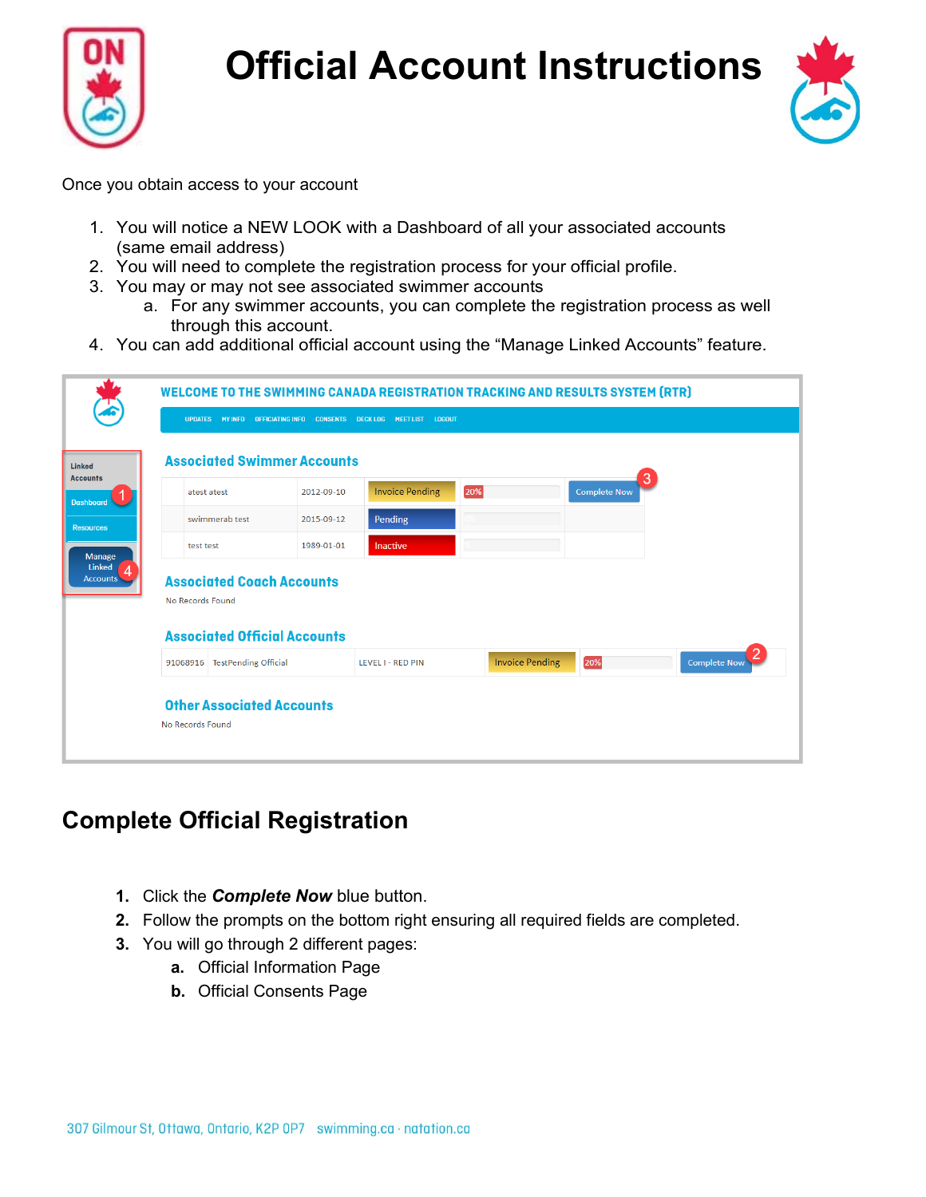# Official Account Instructions

Once you obtain access to your account

1. You will notice a NEW LOOK with a Dashboard of all your associated accounts (same email address)
2. You will need to complete the registration process for your official profile.
3. You may or may not see associated swimmer accounts
    a. For any swimmer accounts, you can complete the registration process as well through this account.
4. You can add additional official account using the "Manage Linked Accounts" feature.

## Complete Official Registration

1. Click the ***Complete Now*** blue button.
2. Follow the prompts on the bottom right ensuring all required fields are completed.
3. You will go through 2 different pages:
    a. Official Information Page
    b. Official Consents Page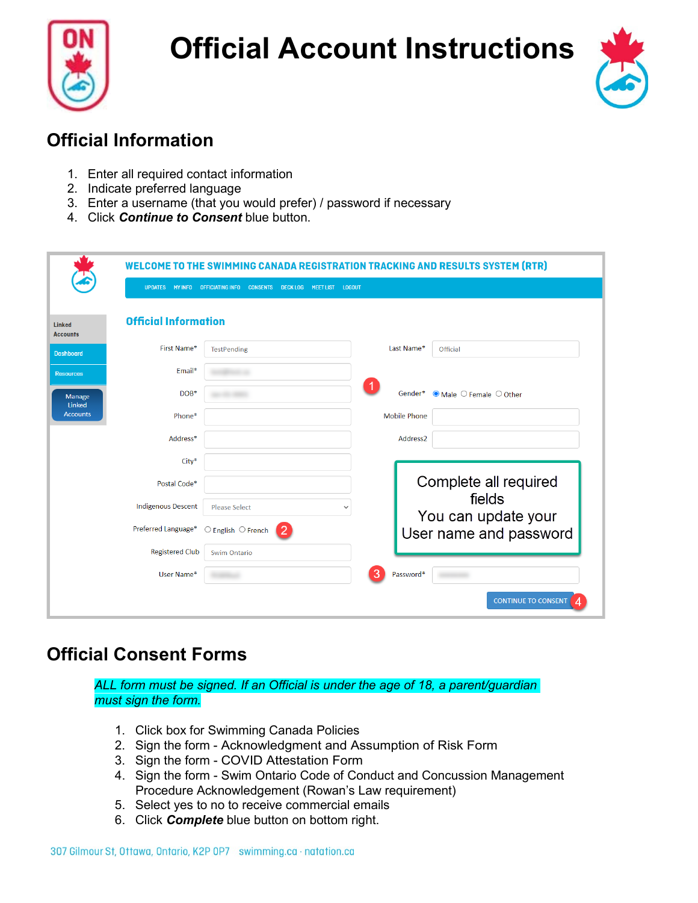# Official Account Instructions

## Official Information

1. Enter all required contact information
2. Indicate preferred language
3. Enter a username (that you would prefer) / password if necessary
4. Click ***Continue to Consent*** blue button.

## Official Consent Forms

*ALL form must be signed. If an Official is under the age of 18, a parent/guardian must sign the form.*

1. Click box for Swimming Canada Policies
2. Sign the form - Acknowledgment and Assumption of Risk Form
3. Sign the form - COVID Attestation Form
4. Sign the form - Swim Ontario Code of Conduct and Concussion Management Procedure Acknowledgement (Rowan's Law requirement)
5. Select yes to no to receive commercial emails
6. Click ***Complete*** blue button on bottom right.

307 Gilmour St, Ottawa, Ontario, K2P 0P7 swimming.ca · natation.ca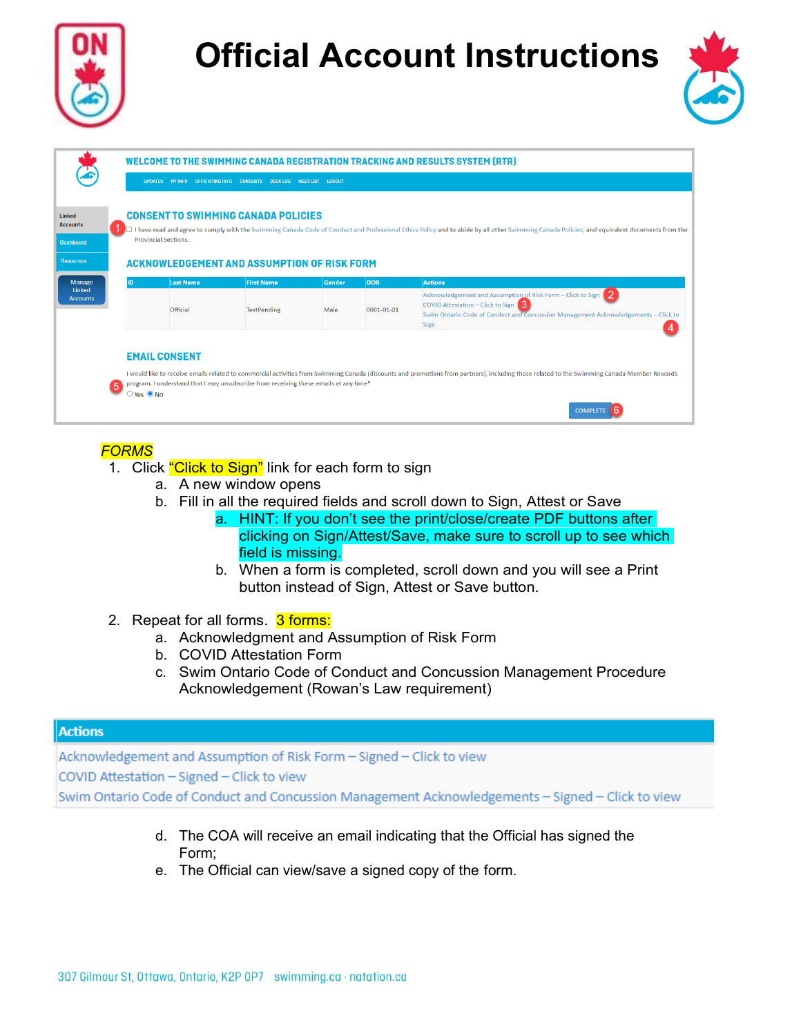# Official Account Instructions

*FORMS*

1. Click "Click to Sign" link for each form to sign
   a. A new window opens
   b. Fill in all the required fields and scroll down to Sign, Attest or Save
      a. HINT: If you don't see the print/close/create PDF buttons after clicking on Sign/Attest/Save, make sure to scroll up to see which field is missing.
      b. When a form is completed, scroll down and you will see a Print button instead of Sign, Attest or Save button.

2. Repeat for all forms. 3 forms:
   a. Acknowledgment and Assumption of Risk Form
   b. COVID Attestation Form
   c. Swim Ontario Code of Conduct and Concussion Management Procedure Acknowledgement (Rowan's Law requirement)

| Actions |
|---|
| Acknowledgement and Assumption of Risk Form – Signed – Click to view |
| COVID Attestation – Signed – Click to view |
| Swim Ontario Code of Conduct and Concussion Management Acknowledgements – Signed – Click to view |

   d. The COA will receive an email indicating that the Official has signed the Form;
   e. The Official can view/save a signed copy of the form.

307 Gilmour St, Ottawa, Ontario, K2P 0P7 swimming.ca · natation.ca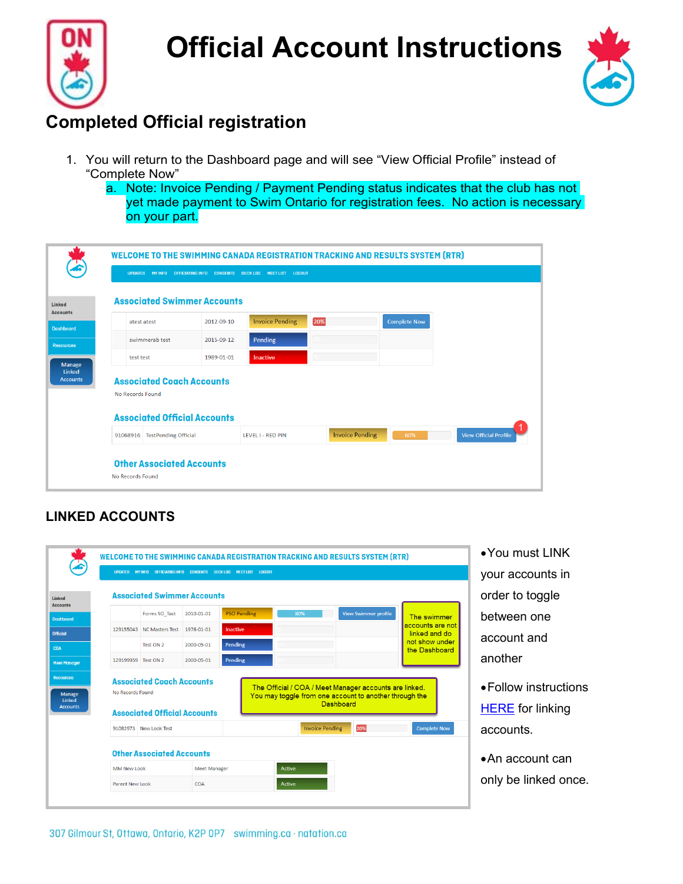# Official Account Instructions

## Completed Official registration

1. You will return to the Dashboard page and will see "View Official Profile" instead of "Complete Now"
   a. Note: Invoice Pending / Payment Pending status indicates that the club has not yet made payment to Swim Ontario for registration fees. No action is necessary on your part.

WELCOME TO THE SWIMMING CANADA REGISTRATION TRACKING AND RESULTS SYSTEM (RTR)

UPDATES MY INFO OFFICIATING INFO CONSENTS DECK LOG MEET LIST LOGOUT

Linked Accounts

Dashboard

Resources

Manage Linked Accounts

**Associated Swimmer Accounts**

| | | | | | |
|---|---|---|---|---|---|
| atest atest | 2012-09-10 | Invoice Pending | 20% | Complete Now |
| swimmerab test | 2015-09-12 | Pending | | |
| test test | 1989-01-01 | Inactive | | |

**Associated Coach Accounts**

No Records Found

**Associated Official Accounts**

| | | | | | |
|---|---|---|---|---|---|
| 91068916 | TestPending Official | LEVEL I - RED PIN | Invoice Pending | 60% | View Official Profile |

**Other Associated Accounts**

No Records Found

## LINKED ACCOUNTS

WELCOME TO THE SWIMMING CANADA REGISTRATION TRACKING AND RESULTS SYSTEM (RTR)

UPDATES MY INFO OFFICIATING INFO CONSENTS DECK LOG MEET LIST LOGOUT

Linked Accounts

Dashboard

Official

COA

Meet Manager

Resources

Manage Linked Accounts

**Associated Swimmer Accounts**

| | | | | | |
|---|---|---|---|---|---|
| | Forms SO_Test | 2010-01-01 | PSO Pending | 80% | View Swimmer profile |
| 129155043 | NC Masters Test | 1976-01-01 | Inactive | | |
| | Test ON 2 | 2000-05-01 | Pending | | |
| 129199959 | Test ON 2 | 2000-05-01 | Pending | | |

The swimmer accounts are not linked and do not show under the Dashboard

**Associated Coach Accounts**

No Records Found

The Official / COA / Meet Manager accounts are linked. You may toggle from one account to another through the Dashboard

**Associated Official Accounts**

| | | | | |
|---|---|---|---|---|
| 91082973 | New Look Test | Invoice Pending | 20% | Complete Now |

**Other Associated Accounts**

| | | |
|---|---|---|
| MM New Look | Meet Manager | Active |
| Parent New Look | COA | Active |

- You must LINK your accounts in order to toggle between one account and another
- Follow instructions HERE for linking accounts.
- An account can only be linked once.